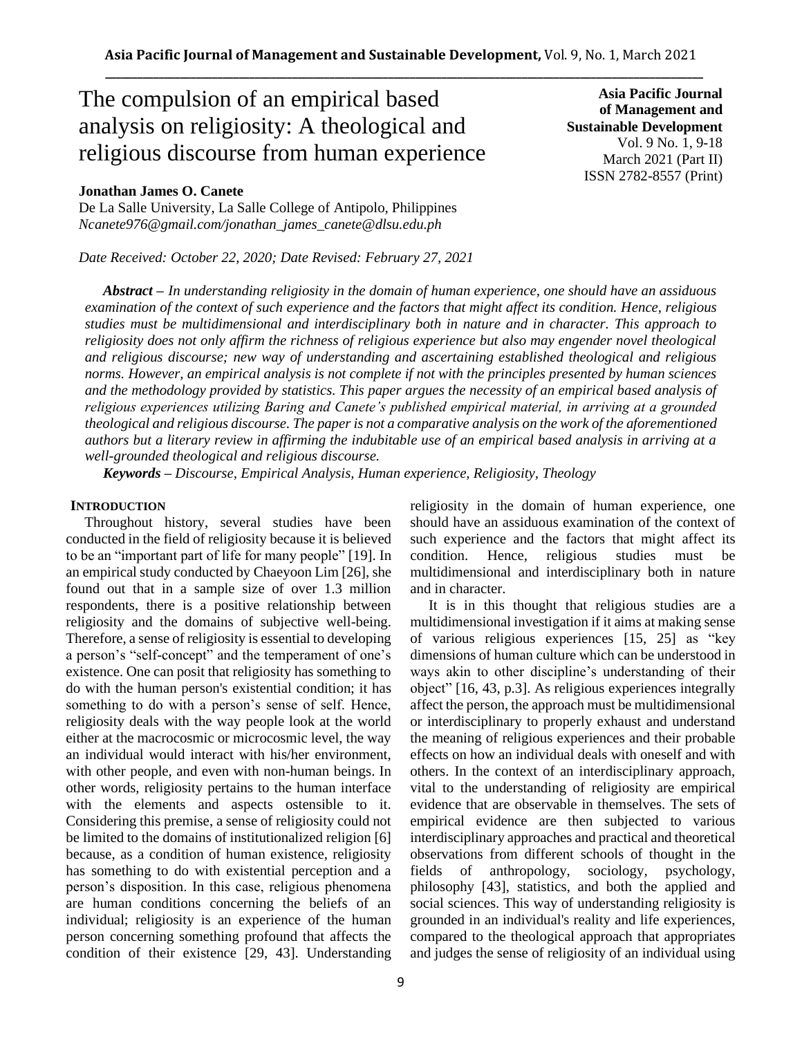# The compulsion of an empirical based analysis on religiosity: A theological and religious discourse from human experience

**Asia Pacific Journal of Management and Sustainable Development**
Vol. 9 No. 1, 9-18
March 2021 (Part II)
ISSN 2782-8557 (Print)

**Jonathan James O. Canete**
De La Salle University, La Salle College of Antipolo, Philippines
*Ncanete976@gmail.com/jonathan_james_canete@dlsu.edu.ph*

*Date Received: October 22, 2020; Date Revised: February 27, 2021*

***Abstract*** *– In understanding religiosity in the domain of human experience, one should have an assiduous examination of the context of such experience and the factors that might affect its condition. Hence, religious studies must be multidimensional and interdisciplinary both in nature and in character. This approach to religiosity does not only affirm the richness of religious experience but also may engender novel theological and religious discourse; new way of understanding and ascertaining established theological and religious norms. However, an empirical analysis is not complete if not with the principles presented by human sciences and the methodology provided by statistics. This paper argues the necessity of an empirical based analysis of religious experiences utilizing Baring and Canete's published empirical material, in arriving at a grounded theological and religious discourse. The paper is not a comparative analysis on the work of the aforementioned authors but a literary review in affirming the indubitable use of an empirical based analysis in arriving at a well-grounded theological and religious discourse.*

***Keywords*** *– Discourse, Empirical Analysis, Human experience, Religiosity, Theology*

## INTRODUCTION

Throughout history, several studies have been conducted in the field of religiosity because it is believed to be an "important part of life for many people" [19]. In an empirical study conducted by Chaeyoon Lim [26], she found out that in a sample size of over 1.3 million respondents, there is a positive relationship between religiosity and the domains of subjective well-being. Therefore, a sense of religiosity is essential to developing a person's "self-concept" and the temperament of one's existence. One can posit that religiosity has something to do with the human person's existential condition; it has something to do with a person's sense of self. Hence, religiosity deals with the way people look at the world either at the macrocosmic or microcosmic level, the way an individual would interact with his/her environment, with other people, and even with non-human beings. In other words, religiosity pertains to the human interface with the elements and aspects ostensible to it. Considering this premise, a sense of religiosity could not be limited to the domains of institutionalized religion [6] because, as a condition of human existence, religiosity has something to do with existential perception and a person's disposition. In this case, religious phenomena are human conditions concerning the beliefs of an individual; religiosity is an experience of the human person concerning something profound that affects the condition of their existence [29, 43]. Understanding religiosity in the domain of human experience, one should have an assiduous examination of the context of such experience and the factors that might affect its condition. Hence, religious studies must be multidimensional and interdisciplinary both in nature and in character.

It is in this thought that religious studies are a multidimensional investigation if it aims at making sense of various religious experiences [15, 25] as "key dimensions of human culture which can be understood in ways akin to other discipline's understanding of their object" [16, 43, p.3]. As religious experiences integrally affect the person, the approach must be multidimensional or interdisciplinary to properly exhaust and understand the meaning of religious experiences and their probable effects on how an individual deals with oneself and with others. In the context of an interdisciplinary approach, vital to the understanding of religiosity are empirical evidence that are observable in themselves. The sets of empirical evidence are then subjected to various interdisciplinary approaches and practical and theoretical observations from different schools of thought in the fields of anthropology, sociology, psychology, philosophy [43], statistics, and both the applied and social sciences. This way of understanding religiosity is grounded in an individual's reality and life experiences, compared to the theological approach that appropriates and judges the sense of religiosity of an individual using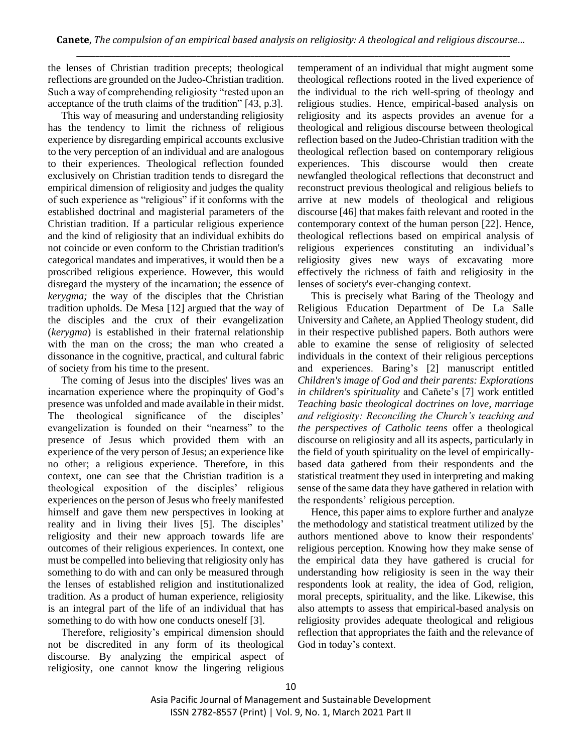the lenses of Christian tradition precepts; theological reflections are grounded on the Judeo-Christian tradition. Such a way of comprehending religiosity "rested upon an acceptance of the truth claims of the tradition" [43, p.3].

This way of measuring and understanding religiosity has the tendency to limit the richness of religious experience by disregarding empirical accounts exclusive to the very perception of an individual and are analogous to their experiences. Theological reflection founded exclusively on Christian tradition tends to disregard the empirical dimension of religiosity and judges the quality of such experience as "religious" if it conforms with the established doctrinal and magisterial parameters of the Christian tradition. If a particular religious experience and the kind of religiosity that an individual exhibits do not coincide or even conform to the Christian tradition's categorical mandates and imperatives, it would then be a proscribed religious experience. However, this would disregard the mystery of the incarnation; the essence of *kerygma;* the way of the disciples that the Christian tradition upholds. De Mesa [12] argued that the way of the disciples and the crux of their evangelization (*kerygma*) is established in their fraternal relationship with the man on the cross; the man who created a dissonance in the cognitive, practical, and cultural fabric of society from his time to the present.

The coming of Jesus into the disciples' lives was an incarnation experience where the propinquity of God's presence was unfolded and made available in their midst. The theological significance of the disciples' evangelization is founded on their "nearness" to the presence of Jesus which provided them with an experience of the very person of Jesus; an experience like no other; a religious experience. Therefore, in this context, one can see that the Christian tradition is a theological exposition of the disciples' religious experiences on the person of Jesus who freely manifested himself and gave them new perspectives in looking at reality and in living their lives [5]. The disciples' religiosity and their new approach towards life are outcomes of their religious experiences. In context, one must be compelled into believing that religiosity only has something to do with and can only be measured through the lenses of established religion and institutionalized tradition. As a product of human experience, religiosity is an integral part of the life of an individual that has something to do with how one conducts oneself [3].

Therefore, religiosity's empirical dimension should not be discredited in any form of its theological discourse. By analyzing the empirical aspect of religiosity, one cannot know the lingering religious temperament of an individual that might augment some theological reflections rooted in the lived experience of the individual to the rich well-spring of theology and religious studies. Hence, empirical-based analysis on religiosity and its aspects provides an avenue for a theological and religious discourse between theological reflection based on the Judeo-Christian tradition with the theological reflection based on contemporary religious experiences. This discourse would then create newfangled theological reflections that deconstruct and reconstruct previous theological and religious beliefs to arrive at new models of theological and religious discourse [46] that makes faith relevant and rooted in the contemporary context of the human person [22]. Hence, theological reflections based on empirical analysis of religious experiences constituting an individual's religiosity gives new ways of excavating more effectively the richness of faith and religiosity in the lenses of society's ever-changing context.

This is precisely what Baring of the Theology and Religious Education Department of De La Salle University and Cañete, an Applied Theology student, did in their respective published papers. Both authors were able to examine the sense of religiosity of selected individuals in the context of their religious perceptions and experiences. Baring's [2] manuscript entitled *Children's image of God and their parents: Explorations in children's spirituality* and Cañete's [7] work entitled *Teaching basic theological doctrines on love, marriage and religiosity: Reconciling the Church's teaching and the perspectives of Catholic teens* offer a theological discourse on religiosity and all its aspects, particularly in the field of youth spirituality on the level of empirically-based data gathered from their respondents and the statistical treatment they used in interpreting and making sense of the same data they have gathered in relation with the respondents' religious perception.

Hence, this paper aims to explore further and analyze the methodology and statistical treatment utilized by the authors mentioned above to know their respondents' religious perception. Knowing how they make sense of the empirical data they have gathered is crucial for understanding how religiosity is seen in the way their respondents look at reality, the idea of God, religion, moral precepts, spirituality, and the like. Likewise, this also attempts to assess that empirical-based analysis on religiosity provides adequate theological and religious reflection that appropriates the faith and the relevance of God in today's context.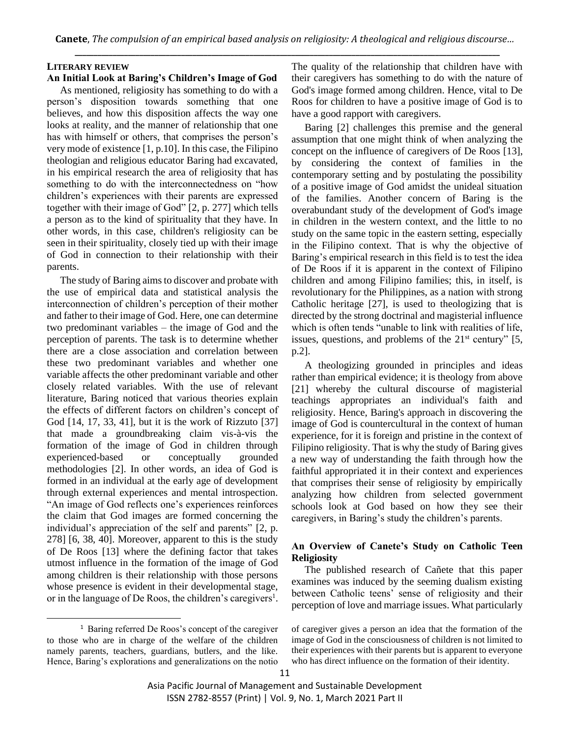## LITERARY REVIEW

### An Initial Look at Baring's Children's Image of God

As mentioned, religiosity has something to do with a person's disposition towards something that one believes, and how this disposition affects the way one looks at reality, and the manner of relationship that one has with himself or others, that comprises the person's very mode of existence [1, p.10]. In this case, the Filipino theologian and religious educator Baring had excavated, in his empirical research the area of religiosity that has something to do with the interconnectedness on "how children's experiences with their parents are expressed together with their image of God" [2, p. 277] which tells a person as to the kind of spirituality that they have. In other words, in this case, children's religiosity can be seen in their spirituality, closely tied up with their image of God in connection to their relationship with their parents.

The study of Baring aims to discover and probate with the use of empirical data and statistical analysis the interconnection of children's perception of their mother and father to their image of God. Here, one can determine two predominant variables – the image of God and the perception of parents. The task is to determine whether there are a close association and correlation between these two predominant variables and whether one variable affects the other predominant variable and other closely related variables. With the use of relevant literature, Baring noticed that various theories explain the effects of different factors on children's concept of God [14, 17, 33, 41], but it is the work of Rizzuto [37] that made a groundbreaking claim vis-à-vis the formation of the image of God in children through experienced-based or conceptually grounded methodologies [2]. In other words, an idea of God is formed in an individual at the early age of development through external experiences and mental introspection. "An image of God reflects one's experiences reinforces the claim that God images are formed concerning the individual's appreciation of the self and parents" [2, p. 278] [6, 38, 40]. Moreover, apparent to this is the study of De Roos [13] where the defining factor that takes utmost influence in the formation of the image of God among children is their relationship with those persons whose presence is evident in their developmental stage, or in the language of De Roos, the children's caregivers[1]. The quality of the relationship that children have with their caregivers has something to do with the nature of God's image formed among children. Hence, vital to De Roos for children to have a positive image of God is to have a good rapport with caregivers.

Baring [2] challenges this premise and the general assumption that one might think of when analyzing the concept on the influence of caregivers of De Roos [13], by considering the context of families in the contemporary setting and by postulating the possibility of a positive image of God amidst the unideal situation of the families. Another concern of Baring is the overabundant study of the development of God's image in children in the western context, and the little to no study on the same topic in the eastern setting, especially in the Filipino context. That is why the objective of Baring's empirical research in this field is to test the idea of De Roos if it is apparent in the context of Filipino children and among Filipino families; this, in itself, is revolutionary for the Philippines, as a nation with strong Catholic heritage [27], is used to theologizing that is directed by the strong doctrinal and magisterial influence which is often tends "unable to link with realities of life, issues, questions, and problems of the 21st century" [5, p.2].

A theologizing grounded in principles and ideas rather than empirical evidence; it is theology from above [21] whereby the cultural discourse of magisterial teachings appropriates an individual's faith and religiosity. Hence, Baring's approach in discovering the image of God is countercultural in the context of human experience, for it is foreign and pristine in the context of Filipino religiosity. That is why the study of Baring gives a new way of understanding the faith through how the faithful appropriated it in their context and experiences that comprises their sense of religiosity by empirically analyzing how children from selected government schools look at God based on how they see their caregivers, in Baring's study the children's parents.

### An Overview of Canete's Study on Catholic Teen Religiosity

The published research of Cañete that this paper examines was induced by the seeming dualism existing between Catholic teens' sense of religiosity and their perception of love and marriage issues. What particularly

---

[1] Baring referred De Roos's concept of the caregiver to those who are in charge of the welfare of the children namely parents, teachers, guardians, butlers, and the like. Hence, Baring's explorations and generalizations on the notio of caregiver gives a person an idea that the formation of the image of God in the consciousness of children is not limited to their experiences with their parents but is apparent to everyone who has direct influence on the formation of their identity.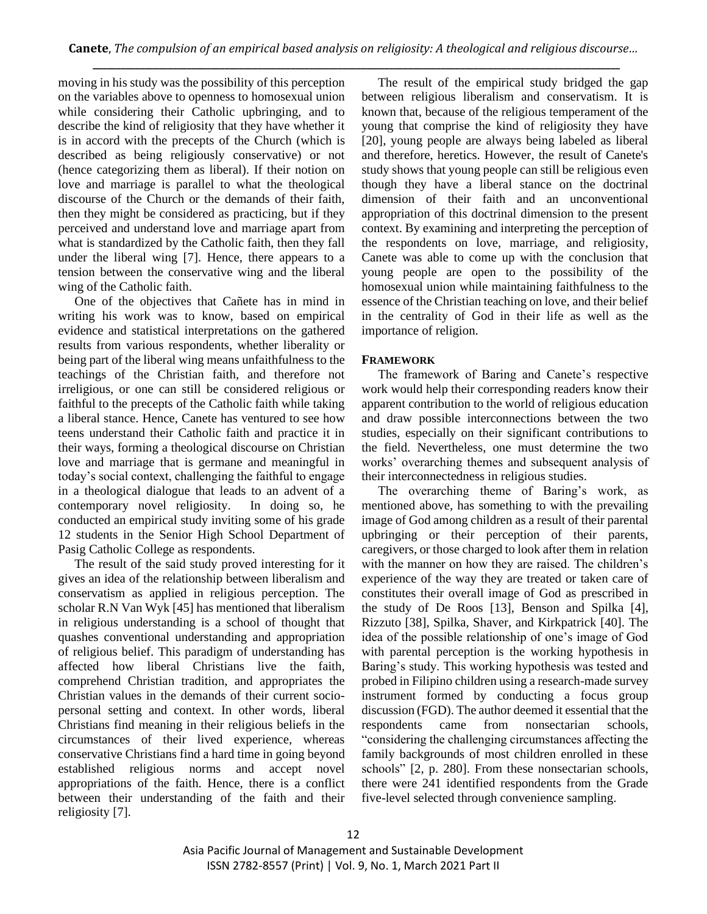moving in his study was the possibility of this perception on the variables above to openness to homosexual union while considering their Catholic upbringing, and to describe the kind of religiosity that they have whether it is in accord with the precepts of the Church (which is described as being religiously conservative) or not (hence categorizing them as liberal). If their notion on love and marriage is parallel to what the theological discourse of the Church or the demands of their faith, then they might be considered as practicing, but if they perceived and understand love and marriage apart from what is standardized by the Catholic faith, then they fall under the liberal wing [7]. Hence, there appears to a tension between the conservative wing and the liberal wing of the Catholic faith.

One of the objectives that Cañete has in mind in writing his work was to know, based on empirical evidence and statistical interpretations on the gathered results from various respondents, whether liberality or being part of the liberal wing means unfaithfulness to the teachings of the Christian faith, and therefore not irreligious, or one can still be considered religious or faithful to the precepts of the Catholic faith while taking a liberal stance. Hence, Canete has ventured to see how teens understand their Catholic faith and practice it in their ways, forming a theological discourse on Christian love and marriage that is germane and meaningful in today's social context, challenging the faithful to engage in a theological dialogue that leads to an advent of a contemporary novel religiosity. In doing so, he conducted an empirical study inviting some of his grade 12 students in the Senior High School Department of Pasig Catholic College as respondents.

The result of the said study proved interesting for it gives an idea of the relationship between liberalism and conservatism as applied in religious perception. The scholar R.N Van Wyk [45] has mentioned that liberalism in religious understanding is a school of thought that quashes conventional understanding and appropriation of religious belief. This paradigm of understanding has affected how liberal Christians live the faith, comprehend Christian tradition, and appropriates the Christian values in the demands of their current socio-personal setting and context. In other words, liberal Christians find meaning in their religious beliefs in the circumstances of their lived experience, whereas conservative Christians find a hard time in going beyond established religious norms and accept novel appropriations of the faith. Hence, there is a conflict between their understanding of the faith and their religiosity [7].

The result of the empirical study bridged the gap between religious liberalism and conservatism. It is known that, because of the religious temperament of the young that comprise the kind of religiosity they have [20], young people are always being labeled as liberal and therefore, heretics. However, the result of Canete's study shows that young people can still be religious even though they have a liberal stance on the doctrinal dimension of their faith and an unconventional appropriation of this doctrinal dimension to the present context. By examining and interpreting the perception of the respondents on love, marriage, and religiosity, Canete was able to come up with the conclusion that young people are open to the possibility of the homosexual union while maintaining faithfulness to the essence of the Christian teaching on love, and their belief in the centrality of God in their life as well as the importance of religion.

## FRAMEWORK

The framework of Baring and Canete's respective work would help their corresponding readers know their apparent contribution to the world of religious education and draw possible interconnections between the two studies, especially on their significant contributions to the field. Nevertheless, one must determine the two works' overarching themes and subsequent analysis of their interconnectedness in religious studies.

The overarching theme of Baring's work, as mentioned above, has something to with the prevailing image of God among children as a result of their parental upbringing or their perception of their parents, caregivers, or those charged to look after them in relation with the manner on how they are raised. The children's experience of the way they are treated or taken care of constitutes their overall image of God as prescribed in the study of De Roos [13], Benson and Spilka [4], Rizzuto [38], Spilka, Shaver, and Kirkpatrick [40]. The idea of the possible relationship of one's image of God with parental perception is the working hypothesis in Baring's study. This working hypothesis was tested and probed in Filipino children using a research-made survey instrument formed by conducting a focus group discussion (FGD). The author deemed it essential that the respondents came from nonsectarian schools, "considering the challenging circumstances affecting the family backgrounds of most children enrolled in these schools" [2, p. 280]. From these nonsectarian schools, there were 241 identified respondents from the Grade five-level selected through convenience sampling.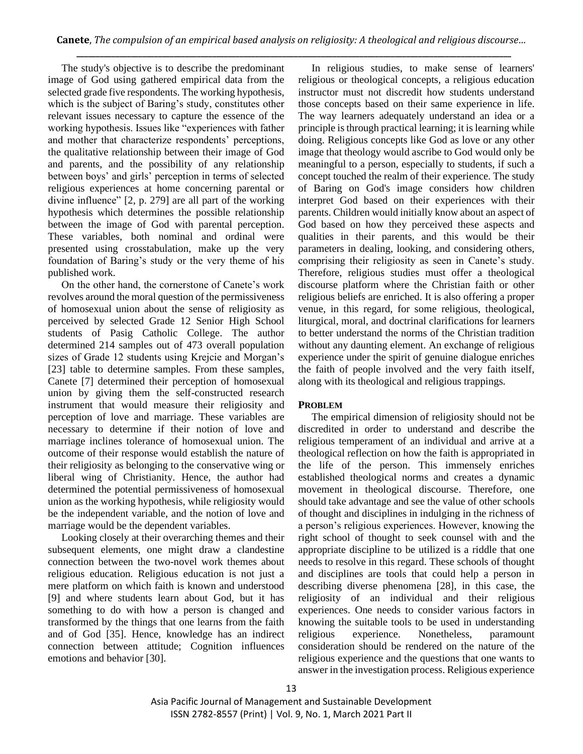The study's objective is to describe the predominant image of God using gathered empirical data from the selected grade five respondents. The working hypothesis, which is the subject of Baring's study, constitutes other relevant issues necessary to capture the essence of the working hypothesis. Issues like "experiences with father and mother that characterize respondents' perceptions, the qualitative relationship between their image of God and parents, and the possibility of any relationship between boys' and girls' perception in terms of selected religious experiences at home concerning parental or divine influence" [2, p. 279] are all part of the working hypothesis which determines the possible relationship between the image of God with parental perception. These variables, both nominal and ordinal were presented using crosstabulation, make up the very foundation of Baring's study or the very theme of his published work.

On the other hand, the cornerstone of Canete's work revolves around the moral question of the permissiveness of homosexual union about the sense of religiosity as perceived by selected Grade 12 Senior High School students of Pasig Catholic College. The author determined 214 samples out of 473 overall population sizes of Grade 12 students using Krejcie and Morgan's [23] table to determine samples. From these samples, Canete [7] determined their perception of homosexual union by giving them the self-constructed research instrument that would measure their religiosity and perception of love and marriage. These variables are necessary to determine if their notion of love and marriage inclines tolerance of homosexual union. The outcome of their response would establish the nature of their religiosity as belonging to the conservative wing or liberal wing of Christianity. Hence, the author had determined the potential permissiveness of homosexual union as the working hypothesis, while religiosity would be the independent variable, and the notion of love and marriage would be the dependent variables.

Looking closely at their overarching themes and their subsequent elements, one might draw a clandestine connection between the two-novel work themes about religious education. Religious education is not just a mere platform on which faith is known and understood [9] and where students learn about God, but it has something to do with how a person is changed and transformed by the things that one learns from the faith and of God [35]. Hence, knowledge has an indirect connection between attitude; Cognition influences emotions and behavior [30].

In religious studies, to make sense of learners' religious or theological concepts, a religious education instructor must not discredit how students understand those concepts based on their same experience in life. The way learners adequately understand an idea or a principle is through practical learning; it is learning while doing. Religious concepts like God as love or any other image that theology would ascribe to God would only be meaningful to a person, especially to students, if such a concept touched the realm of their experience. The study of Baring on God's image considers how children interpret God based on their experiences with their parents. Children would initially know about an aspect of God based on how they perceived these aspects and qualities in their parents, and this would be their parameters in dealing, looking, and considering others, comprising their religiosity as seen in Canete's study. Therefore, religious studies must offer a theological discourse platform where the Christian faith or other religious beliefs are enriched. It is also offering a proper venue, in this regard, for some religious, theological, liturgical, moral, and doctrinal clarifications for learners to better understand the norms of the Christian tradition without any daunting element. An exchange of religious experience under the spirit of genuine dialogue enriches the faith of people involved and the very faith itself, along with its theological and religious trappings.

## PROBLEM

The empirical dimension of religiosity should not be discredited in order to understand and describe the religious temperament of an individual and arrive at a theological reflection on how the faith is appropriated in the life of the person. This immensely enriches established theological norms and creates a dynamic movement in theological discourse. Therefore, one should take advantage and see the value of other schools of thought and disciplines in indulging in the richness of a person's religious experiences. However, knowing the right school of thought to seek counsel with and the appropriate discipline to be utilized is a riddle that one needs to resolve in this regard. These schools of thought and disciplines are tools that could help a person in describing diverse phenomena [28], in this case, the religiosity of an individual and their religious experiences. One needs to consider various factors in knowing the suitable tools to be used in understanding religious experience. Nonetheless, paramount consideration should be rendered on the nature of the religious experience and the questions that one wants to answer in the investigation process. Religious experience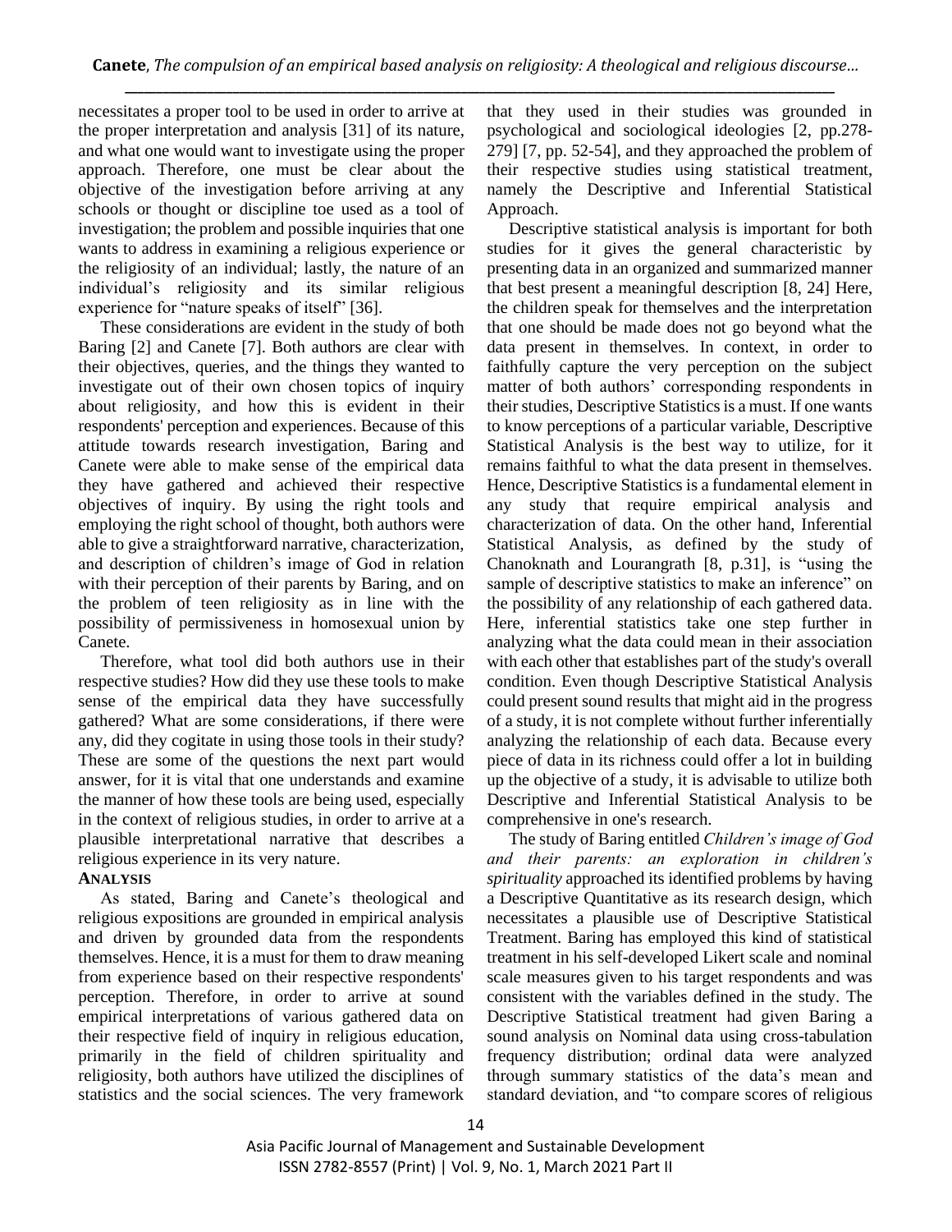necessitates a proper tool to be used in order to arrive at the proper interpretation and analysis [31] of its nature, and what one would want to investigate using the proper approach. Therefore, one must be clear about the objective of the investigation before arriving at any schools or thought or discipline toe used as a tool of investigation; the problem and possible inquiries that one wants to address in examining a religious experience or the religiosity of an individual; lastly, the nature of an individual's religiosity and its similar religious experience for "nature speaks of itself" [36].

These considerations are evident in the study of both Baring [2] and Canete [7]. Both authors are clear with their objectives, queries, and the things they wanted to investigate out of their own chosen topics of inquiry about religiosity, and how this is evident in their respondents' perception and experiences. Because of this attitude towards research investigation, Baring and Canete were able to make sense of the empirical data they have gathered and achieved their respective objectives of inquiry. By using the right tools and employing the right school of thought, both authors were able to give a straightforward narrative, characterization, and description of children's image of God in relation with their perception of their parents by Baring, and on the problem of teen religiosity as in line with the possibility of permissiveness in homosexual union by Canete.

Therefore, what tool did both authors use in their respective studies? How did they use these tools to make sense of the empirical data they have successfully gathered? What are some considerations, if there were any, did they cogitate in using those tools in their study? These are some of the questions the next part would answer, for it is vital that one understands and examine the manner of how these tools are being used, especially in the context of religious studies, in order to arrive at a plausible interpretational narrative that describes a religious experience in its very nature.

## ANALYSIS

As stated, Baring and Canete's theological and religious expositions are grounded in empirical analysis and driven by grounded data from the respondents themselves. Hence, it is a must for them to draw meaning from experience based on their respective respondents' perception. Therefore, in order to arrive at sound empirical interpretations of various gathered data on their respective field of inquiry in religious education, primarily in the field of children spirituality and religiosity, both authors have utilized the disciplines of statistics and the social sciences. The very framework that they used in their studies was grounded in psychological and sociological ideologies [2, pp.278-279] [7, pp. 52-54], and they approached the problem of their respective studies using statistical treatment, namely the Descriptive and Inferential Statistical Approach.

Descriptive statistical analysis is important for both studies for it gives the general characteristic by presenting data in an organized and summarized manner that best present a meaningful description [8, 24] Here, the children speak for themselves and the interpretation that one should be made does not go beyond what the data present in themselves. In context, in order to faithfully capture the very perception on the subject matter of both authors' corresponding respondents in their studies, Descriptive Statistics is a must. If one wants to know perceptions of a particular variable, Descriptive Statistical Analysis is the best way to utilize, for it remains faithful to what the data present in themselves. Hence, Descriptive Statistics is a fundamental element in any study that require empirical analysis and characterization of data. On the other hand, Inferential Statistical Analysis, as defined by the study of Chanoknath and Lourangrath [8, p.31], is "using the sample of descriptive statistics to make an inference" on the possibility of any relationship of each gathered data. Here, inferential statistics take one step further in analyzing what the data could mean in their association with each other that establishes part of the study's overall condition. Even though Descriptive Statistical Analysis could present sound results that might aid in the progress of a study, it is not complete without further inferentially analyzing the relationship of each data. Because every piece of data in its richness could offer a lot in building up the objective of a study, it is advisable to utilize both Descriptive and Inferential Statistical Analysis to be comprehensive in one's research.

The study of Baring entitled *Children's image of God and their parents: an exploration in children's spirituality* approached its identified problems by having a Descriptive Quantitative as its research design, which necessitates a plausible use of Descriptive Statistical Treatment. Baring has employed this kind of statistical treatment in his self-developed Likert scale and nominal scale measures given to his target respondents and was consistent with the variables defined in the study. The Descriptive Statistical treatment had given Baring a sound analysis on Nominal data using cross-tabulation frequency distribution; ordinal data were analyzed through summary statistics of the data's mean and standard deviation, and "to compare scores of religious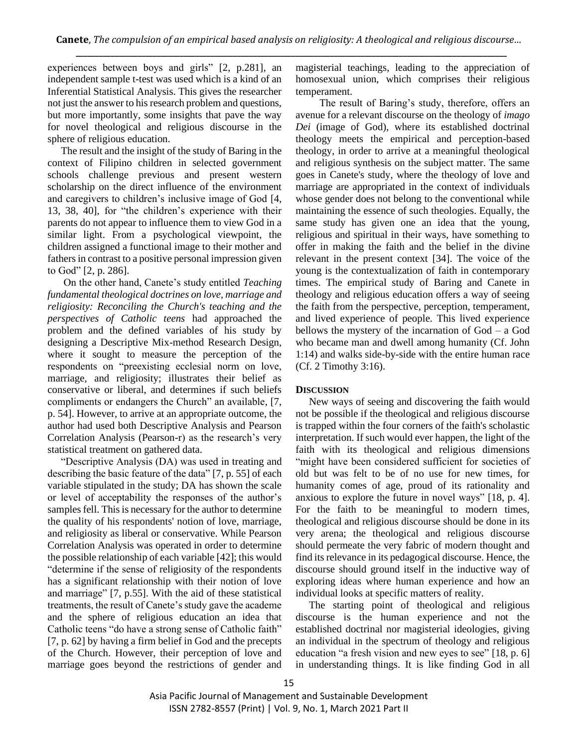experiences between boys and girls" [2, p.281], an independent sample t-test was used which is a kind of an Inferential Statistical Analysis. This gives the researcher not just the answer to his research problem and questions, but more importantly, some insights that pave the way for novel theological and religious discourse in the sphere of religious education.

The result and the insight of the study of Baring in the context of Filipino children in selected government schools challenge previous and present western scholarship on the direct influence of the environment and caregivers to children's inclusive image of God [4, 13, 38, 40], for "the children's experience with their parents do not appear to influence them to view God in a similar light. From a psychological viewpoint, the children assigned a functional image to their mother and fathers in contrast to a positive personal impression given to God" [2, p. 286].

On the other hand, Canete's study entitled *Teaching fundamental theological doctrines on love, marriage and religiosity: Reconciling the Church's teaching and the perspectives of Catholic teens* had approached the problem and the defined variables of his study by designing a Descriptive Mix-method Research Design, where it sought to measure the perception of the respondents on "preexisting ecclesial norm on love, marriage, and religiosity; illustrates their belief as conservative or liberal, and determines if such beliefs compliments or endangers the Church" an available, [7, p. 54]. However, to arrive at an appropriate outcome, the author had used both Descriptive Analysis and Pearson Correlation Analysis (Pearson-r) as the research's very statistical treatment on gathered data.

"Descriptive Analysis (DA) was used in treating and describing the basic feature of the data" [7, p. 55] of each variable stipulated in the study; DA has shown the scale or level of acceptability the responses of the author's samples fell. This is necessary for the author to determine the quality of his respondents' notion of love, marriage, and religiosity as liberal or conservative. While Pearson Correlation Analysis was operated in order to determine the possible relationship of each variable [42]; this would "determine if the sense of religiosity of the respondents has a significant relationship with their notion of love and marriage" [7, p.55]. With the aid of these statistical treatments, the result of Canete's study gave the academe and the sphere of religious education an idea that Catholic teens "do have a strong sense of Catholic faith" [7, p. 62] by having a firm belief in God and the precepts of the Church. However, their perception of love and marriage goes beyond the restrictions of gender and magisterial teachings, leading to the appreciation of homosexual union, which comprises their religious temperament.

The result of Baring's study, therefore, offers an avenue for a relevant discourse on the theology of *imago Dei* (image of God), where its established doctrinal theology meets the empirical and perception-based theology, in order to arrive at a meaningful theological and religious synthesis on the subject matter. The same goes in Canete's study, where the theology of love and marriage are appropriated in the context of individuals whose gender does not belong to the conventional while maintaining the essence of such theologies. Equally, the same study has given one an idea that the young, religious and spiritual in their ways, have something to offer in making the faith and the belief in the divine relevant in the present context [34]. The voice of the young is the contextualization of faith in contemporary times. The empirical study of Baring and Canete in theology and religious education offers a way of seeing the faith from the perspective, perception, temperament, and lived experience of people. This lived experience bellows the mystery of the incarnation of God – a God who became man and dwell among humanity (Cf. John 1:14) and walks side-by-side with the entire human race (Cf. 2 Timothy 3:16).

## DISCUSSION

New ways of seeing and discovering the faith would not be possible if the theological and religious discourse is trapped within the four corners of the faith's scholastic interpretation. If such would ever happen, the light of the faith with its theological and religious dimensions "might have been considered sufficient for societies of old but was felt to be of no use for new times, for humanity comes of age, proud of its rationality and anxious to explore the future in novel ways" [18, p. 4]. For the faith to be meaningful to modern times, theological and religious discourse should be done in its very arena; the theological and religious discourse should permeate the very fabric of modern thought and find its relevance in its pedagogical discourse. Hence, the discourse should ground itself in the inductive way of exploring ideas where human experience and how an individual looks at specific matters of reality.

The starting point of theological and religious discourse is the human experience and not the established doctrinal nor magisterial ideologies, giving an individual in the spectrum of theology and religious education "a fresh vision and new eyes to see" [18, p. 6] in understanding things. It is like finding God in all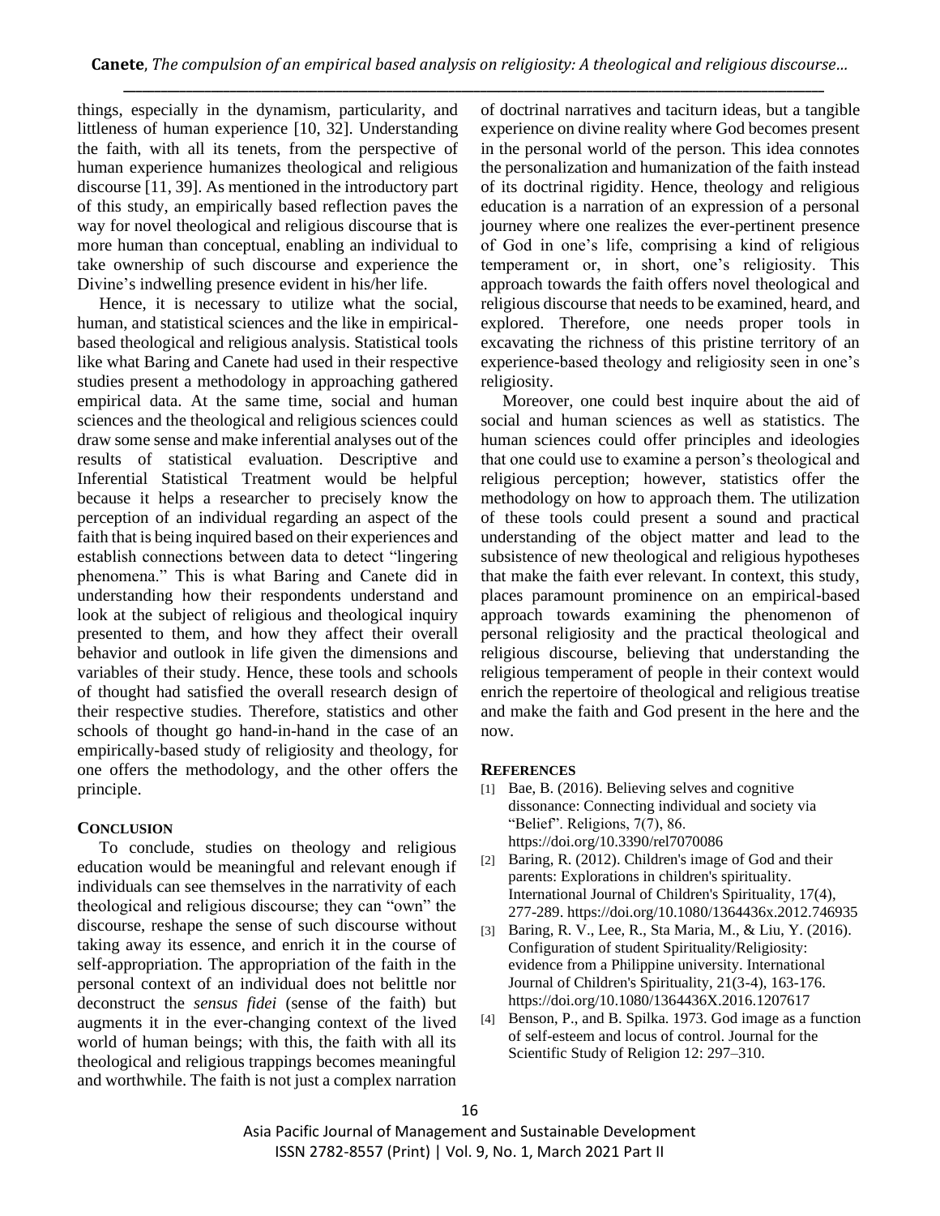things, especially in the dynamism, particularity, and littleness of human experience [10, 32]. Understanding the faith, with all its tenets, from the perspective of human experience humanizes theological and religious discourse [11, 39]. As mentioned in the introductory part of this study, an empirically based reflection paves the way for novel theological and religious discourse that is more human than conceptual, enabling an individual to take ownership of such discourse and experience the Divine's indwelling presence evident in his/her life.

Hence, it is necessary to utilize what the social, human, and statistical sciences and the like in empirical-based theological and religious analysis. Statistical tools like what Baring and Canete had used in their respective studies present a methodology in approaching gathered empirical data. At the same time, social and human sciences and the theological and religious sciences could draw some sense and make inferential analyses out of the results of statistical evaluation. Descriptive and Inferential Statistical Treatment would be helpful because it helps a researcher to precisely know the perception of an individual regarding an aspect of the faith that is being inquired based on their experiences and establish connections between data to detect "lingering phenomena." This is what Baring and Canete did in understanding how their respondents understand and look at the subject of religious and theological inquiry presented to them, and how they affect their overall behavior and outlook in life given the dimensions and variables of their study. Hence, these tools and schools of thought had satisfied the overall research design of their respective studies. Therefore, statistics and other schools of thought go hand-in-hand in the case of an empirically-based study of religiosity and theology, for one offers the methodology, and the other offers the principle.

## CONCLUSION

To conclude, studies on theology and religious education would be meaningful and relevant enough if individuals can see themselves in the narrativity of each theological and religious discourse; they can "own" the discourse, reshape the sense of such discourse without taking away its essence, and enrich it in the course of self-appropriation. The appropriation of the faith in the personal context of an individual does not belittle nor deconstruct the *sensus fidei* (sense of the faith) but augments it in the ever-changing context of the lived world of human beings; with this, the faith with all its theological and religious trappings becomes meaningful and worthwhile. The faith is not just a complex narration of doctrinal narratives and taciturn ideas, but a tangible experience on divine reality where God becomes present in the personal world of the person. This idea connotes the personalization and humanization of the faith instead of its doctrinal rigidity. Hence, theology and religious education is a narration of an expression of a personal journey where one realizes the ever-pertinent presence of God in one's life, comprising a kind of religious temperament or, in short, one's religiosity. This approach towards the faith offers novel theological and religious discourse that needs to be examined, heard, and explored. Therefore, one needs proper tools in excavating the richness of this pristine territory of an experience-based theology and religiosity seen in one's religiosity.

Moreover, one could best inquire about the aid of social and human sciences as well as statistics. The human sciences could offer principles and ideologies that one could use to examine a person's theological and religious perception; however, statistics offer the methodology on how to approach them. The utilization of these tools could present a sound and practical understanding of the object matter and lead to the subsistence of new theological and religious hypotheses that make the faith ever relevant. In context, this study, places paramount prominence on an empirical-based approach towards examining the phenomenon of personal religiosity and the practical theological and religious discourse, believing that understanding the religious temperament of people in their context would enrich the repertoire of theological and religious treatise and make the faith and God present in the here and the now.

## REFERENCES

[1] Bae, B. (2016). Believing selves and cognitive dissonance: Connecting individual and society via "Belief". Religions, 7(7), 86. https://doi.org/10.3390/rel7070086

[2] Baring, R. (2012). Children's image of God and their parents: Explorations in children's spirituality. International Journal of Children's Spirituality, 17(4), 277-289. https://doi.org/10.1080/1364436x.2012.746935

[3] Baring, R. V., Lee, R., Sta Maria, M., & Liu, Y. (2016). Configuration of student Spirituality/Religiosity: evidence from a Philippine university. International Journal of Children's Spirituality, 21(3-4), 163-176. https://doi.org/10.1080/1364436X.2016.1207617

[4] Benson, P., and B. Spilka. 1973. God image as a function of self-esteem and locus of control. Journal for the Scientific Study of Religion 12: 297–310.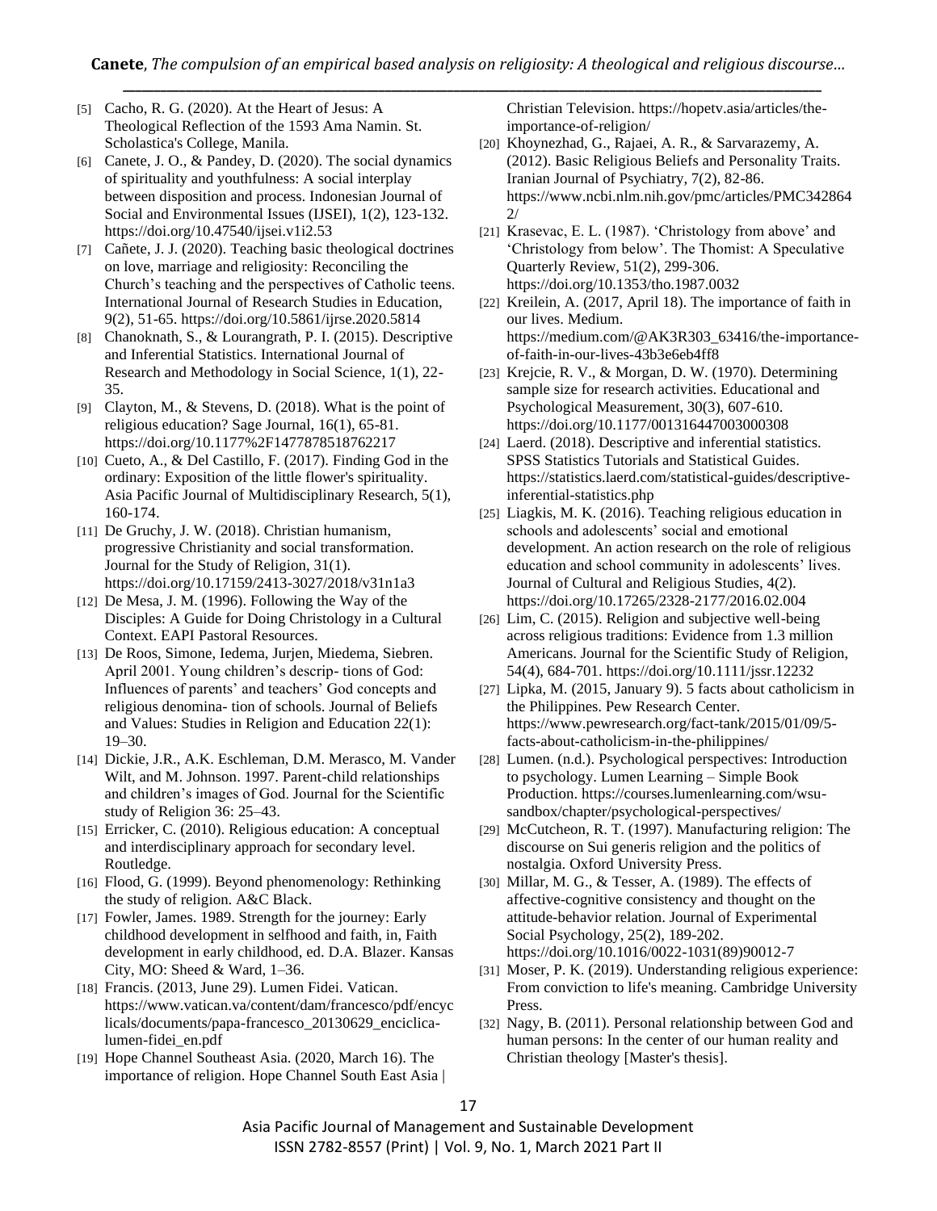[5] Cacho, R. G. (2020). At the Heart of Jesus: A Theological Reflection of the 1593 Ama Namin. St. Scholastica's College, Manila.

[6] Canete, J. O., & Pandey, D. (2020). The social dynamics of spirituality and youthfulness: A social interplay between disposition and process. Indonesian Journal of Social and Environmental Issues (IJSEI), 1(2), 123-132. https://doi.org/10.47540/ijsei.v1i2.53

[7] Cañete, J. J. (2020). Teaching basic theological doctrines on love, marriage and religiosity: Reconciling the Church's teaching and the perspectives of Catholic teens. International Journal of Research Studies in Education, 9(2), 51-65. https://doi.org/10.5861/ijrse.2020.5814

[8] Chanoknath, S., & Lourangrath, P. I. (2015). Descriptive and Inferential Statistics. International Journal of Research and Methodology in Social Science, 1(1), 22-35.

[9] Clayton, M., & Stevens, D. (2018). What is the point of religious education? Sage Journal, 16(1), 65-81. https://doi.org/10.1177%2F1477878518762217

[10] Cueto, A., & Del Castillo, F. (2017). Finding God in the ordinary: Exposition of the little flower's spirituality. Asia Pacific Journal of Multidisciplinary Research, 5(1), 160-174.

[11] De Gruchy, J. W. (2018). Christian humanism, progressive Christianity and social transformation. Journal for the Study of Religion, 31(1). https://doi.org/10.17159/2413-3027/2018/v31n1a3

[12] De Mesa, J. M. (1996). Following the Way of the Disciples: A Guide for Doing Christology in a Cultural Context. EAPI Pastoral Resources.

[13] De Roos, Simone, Iedema, Jurjen, Miedema, Siebren. April 2001. Young children's descrip- tions of God: Influences of parents' and teachers' God concepts and religious denomina- tion of schools. Journal of Beliefs and Values: Studies in Religion and Education 22(1): 19–30.

[14] Dickie, J.R., A.K. Eschleman, D.M. Merasco, M. Vander Wilt, and M. Johnson. 1997. Parent-child relationships and children's images of God. Journal for the Scientific study of Religion 36: 25–43.

[15] Erricker, C. (2010). Religious education: A conceptual and interdisciplinary approach for secondary level. Routledge.

[16] Flood, G. (1999). Beyond phenomenology: Rethinking the study of religion. A&C Black.

[17] Fowler, James. 1989. Strength for the journey: Early childhood development in selfhood and faith, in, Faith development in early childhood, ed. D.A. Blazer. Kansas City, MO: Sheed & Ward, 1–36.

[18] Francis. (2013, June 29). Lumen Fidei. Vatican. https://www.vatican.va/content/dam/francesco/pdf/encyclicals/documents/papa-francesco_20130629_enciclica-lumen-fidei_en.pdf

[19] Hope Channel Southeast Asia. (2020, March 16). The importance of religion. Hope Channel South East Asia | Christian Television. https://hopetv.asia/articles/the-importance-of-religion/

[20] Khoynezhad, G., Rajaei, A. R., & Sarvarazemy, A. (2012). Basic Religious Beliefs and Personality Traits. Iranian Journal of Psychiatry, 7(2), 82-86. https://www.ncbi.nlm.nih.gov/pmc/articles/PMC3428642/

[21] Krasevac, E. L. (1987). 'Christology from above' and 'Christology from below'. The Thomist: A Speculative Quarterly Review, 51(2), 299-306. https://doi.org/10.1353/tho.1987.0032

[22] Kreilein, A. (2017, April 18). The importance of faith in our lives. Medium. https://medium.com/@AK3R303_63416/the-importance-of-faith-in-our-lives-43b3e6eb4ff8

[23] Krejcie, R. V., & Morgan, D. W. (1970). Determining sample size for research activities. Educational and Psychological Measurement, 30(3), 607-610. https://doi.org/10.1177/001316447003000308

[24] Laerd. (2018). Descriptive and inferential statistics. SPSS Statistics Tutorials and Statistical Guides. https://statistics.laerd.com/statistical-guides/descriptive-inferential-statistics.php

[25] Liagkis, M. K. (2016). Teaching religious education in schools and adolescents' social and emotional development. An action research on the role of religious education and school community in adolescents' lives. Journal of Cultural and Religious Studies, 4(2). https://doi.org/10.17265/2328-2177/2016.02.004

[26] Lim, C. (2015). Religion and subjective well-being across religious traditions: Evidence from 1.3 million Americans. Journal for the Scientific Study of Religion, 54(4), 684-701. https://doi.org/10.1111/jssr.12232

[27] Lipka, M. (2015, January 9). 5 facts about catholicism in the Philippines. Pew Research Center. https://www.pewresearch.org/fact-tank/2015/01/09/5-facts-about-catholicism-in-the-philippines/

[28] Lumen. (n.d.). Psychological perspectives: Introduction to psychology. Lumen Learning – Simple Book Production. https://courses.lumenlearning.com/wsu-sandbox/chapter/psychological-perspectives/

[29] McCutcheon, R. T. (1997). Manufacturing religion: The discourse on Sui generis religion and the politics of nostalgia. Oxford University Press.

[30] Millar, M. G., & Tesser, A. (1989). The effects of affective-cognitive consistency and thought on the attitude-behavior relation. Journal of Experimental Social Psychology, 25(2), 189-202. https://doi.org/10.1016/0022-1031(89)90012-7

[31] Moser, P. K. (2019). Understanding religious experience: From conviction to life's meaning. Cambridge University Press.

[32] Nagy, B. (2011). Personal relationship between God and human persons: In the center of our human reality and Christian theology [Master's thesis].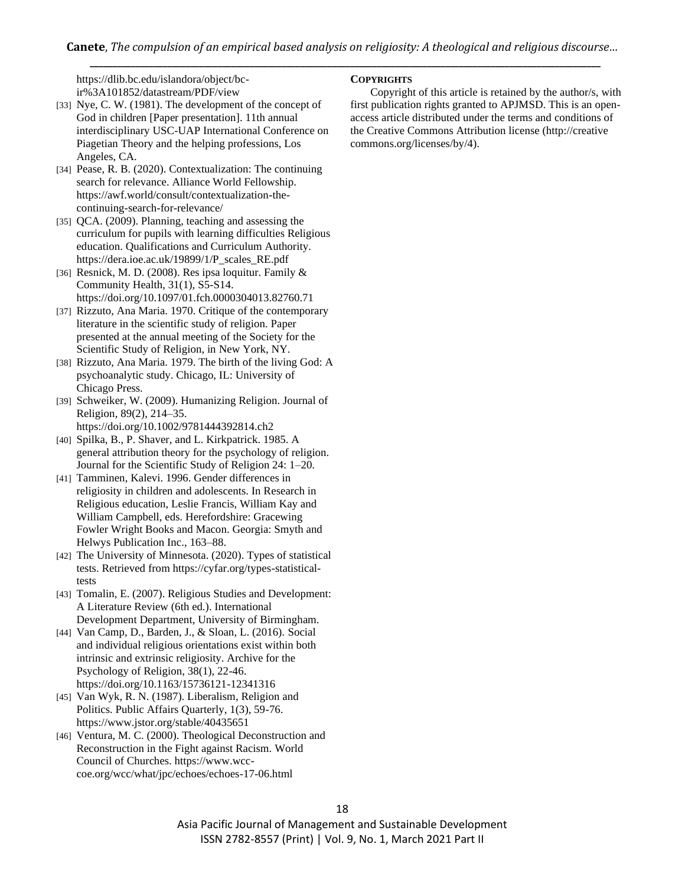https://dlib.bc.edu/islandora/object/bc-ir%3A101852/datastream/PDF/view

[33] Nye, C. W. (1981). The development of the concept of God in children [Paper presentation]. 11th annual interdisciplinary USC-UAP International Conference on Piagetian Theory and the helping professions, Los Angeles, CA.

[34] Pease, R. B. (2020). Contextualization: The continuing search for relevance. Alliance World Fellowship. https://awf.world/consult/contextualization-the-continuing-search-for-relevance/

[35] QCA. (2009). Planning, teaching and assessing the curriculum for pupils with learning difficulties Religious education. Qualifications and Curriculum Authority. https://dera.ioe.ac.uk/19899/1/P_scales_RE.pdf

[36] Resnick, M. D. (2008). Res ipsa loquitur. Family & Community Health, 31(1), S5-S14. https://doi.org/10.1097/01.fch.0000304013.82760.71

[37] Rizzuto, Ana Maria. 1970. Critique of the contemporary literature in the scientific study of religion. Paper presented at the annual meeting of the Society for the Scientific Study of Religion, in New York, NY.

[38] Rizzuto, Ana Maria. 1979. The birth of the living God: A psychoanalytic study. Chicago, IL: University of Chicago Press.

[39] Schweiker, W. (2009). Humanizing Religion. Journal of Religion, 89(2), 214–35. https://doi.org/10.1002/9781444392814.ch2

[40] Spilka, B., P. Shaver, and L. Kirkpatrick. 1985. A general attribution theory for the psychology of religion. Journal for the Scientific Study of Religion 24: 1–20.

[41] Tamminen, Kalevi. 1996. Gender differences in religiosity in children and adolescents. In Research in Religious education, Leslie Francis, William Kay and William Campbell, eds. Herefordshire: Gracewing Fowler Wright Books and Macon. Georgia: Smyth and Helwys Publication Inc., 163–88.

[42] The University of Minnesota. (2020). Types of statistical tests. Retrieved from https://cyfar.org/types-statistical-tests

[43] Tomalin, E. (2007). Religious Studies and Development: A Literature Review (6th ed.). International Development Department, University of Birmingham.

[44] Van Camp, D., Barden, J., & Sloan, L. (2016). Social and individual religious orientations exist within both intrinsic and extrinsic religiosity. Archive for the Psychology of Religion, 38(1), 22-46. https://doi.org/10.1163/15736121-12341316

[45] Van Wyk, R. N. (1987). Liberalism, Religion and Politics. Public Affairs Quarterly, 1(3), 59-76. https://www.jstor.org/stable/40435651

[46] Ventura, M. C. (2000). Theological Deconstruction and Reconstruction in the Fight against Racism. World Council of Churches. https://www.wcc-coe.org/wcc/what/jpc/echoes/echoes-17-06.html

**COPYRIGHTS**

Copyright of this article is retained by the author/s, with first publication rights granted to APJMSD. This is an open-access article distributed under the terms and conditions of the Creative Commons Attribution license (http://creative commons.org/licenses/by/4).